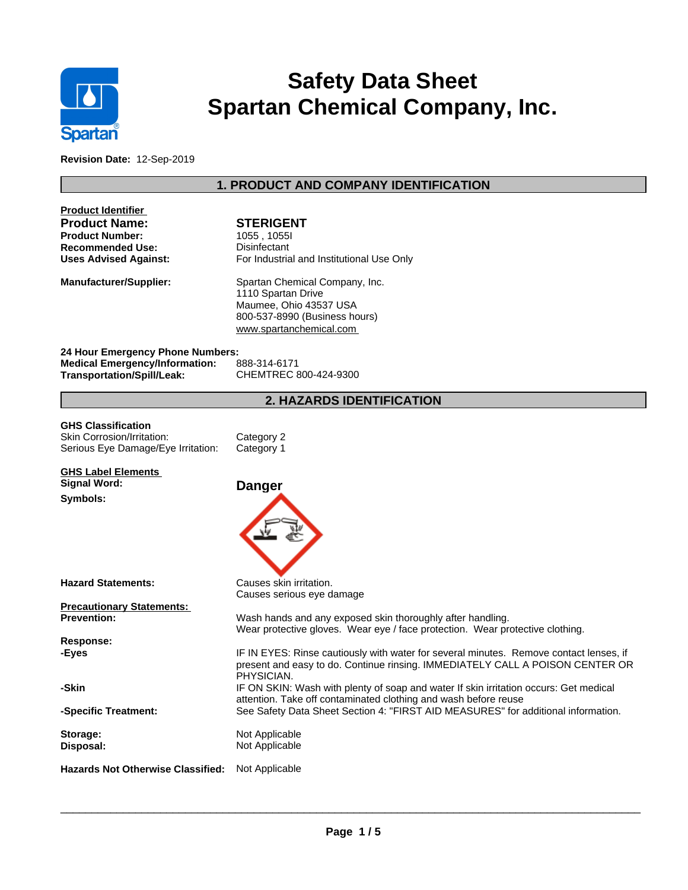# Safety Data Sheet
# Spartan Chemical Company, Inc.

**Revision Date:** 12-Sep-2019

## 1. PRODUCT AND COMPANY IDENTIFICATION

**Product Identifier**

| | |
|---|---|
| **Product Name:** | **STERIGENT** |
| **Product Number:** | 1055 , 1055I |
| **Recommended Use:** | Disinfectant |
| **Uses Advised Against:** | For Industrial and Institutional Use Only |
| **Manufacturer/Supplier:** | Spartan Chemical Company, Inc.<br>1110 Spartan Drive<br>Maumee, Ohio 43537 USA<br>800-537-8990 (Business hours)<br>www.spartanchemical.com |

**24 Hour Emergency Phone Numbers:**

| | |
|---|---|
| **Medical Emergency/Information:** | 888-314-6171 |
| **Transportation/Spill/Leak:** | CHEMTREC 800-424-9300 |

## 2. HAZARDS IDENTIFICATION

**GHS Classification**

| | |
|---|---|
| Skin Corrosion/Irritation: | Category 2 |
| Serious Eye Damage/Eye Irritation: | Category 1 |

**GHS Label Elements**

**Signal Word:** **Danger**

**Symbols:**

**Hazard Statements:** Causes skin irritation.
Causes serious eye damage

**Precautionary Statements:**

**Prevention:** Wash hands and any exposed skin thoroughly after handling.
Wear protective gloves. Wear eye / face protection. Wear protective clothing.

**Response:**

**-Eyes** IF IN EYES: Rinse cautiously with water for several minutes. Remove contact lenses, if present and easy to do. Continue rinsing. IMMEDIATELY CALL A POISON CENTER OR PHYSICIAN.

**-Skin** IF ON SKIN: Wash with plenty of soap and water If skin irritation occurs: Get medical attention. Take off contaminated clothing and wash before reuse

**-Specific Treatment:** See Safety Data Sheet Section 4: "FIRST AID MEASURES" for additional information.

| | |
|---|---|
| **Storage:** | Not Applicable |
| **Disposal:** | Not Applicable |

**Hazards Not Otherwise Classified:** Not Applicable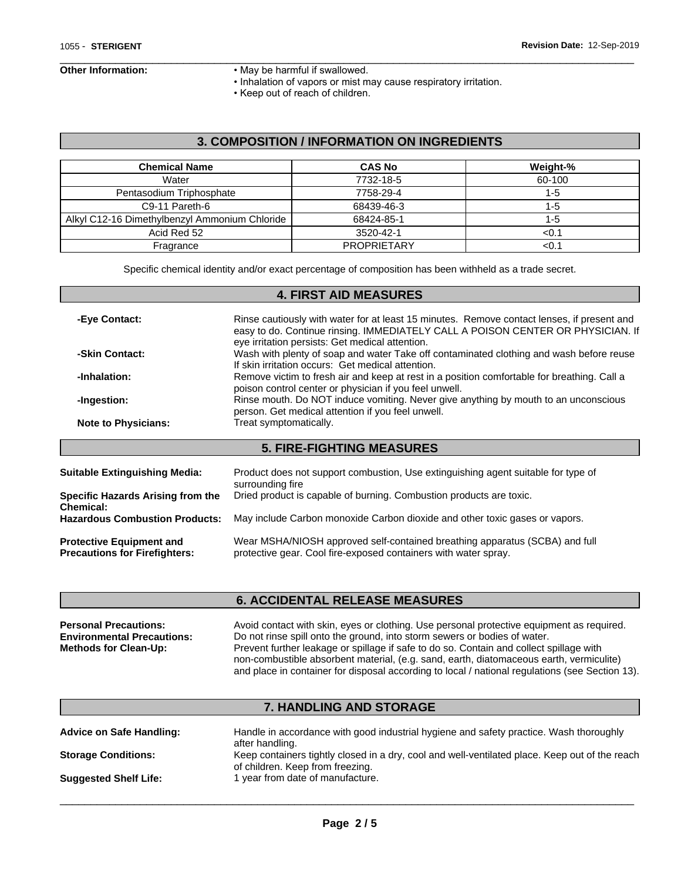**Other Information:**
- May be harmful if swallowed.
- Inhalation of vapors or mist may cause respiratory irritation.
- Keep out of reach of children.

## 3. COMPOSITION / INFORMATION ON INGREDIENTS

| Chemical Name | CAS No | Weight-% |
|---|---|---|
| Water | 7732-18-5 | 60-100 |
| Pentasodium Triphosphate | 7758-29-4 | 1-5 |
| C9-11 Pareth-6 | 68439-46-3 | 1-5 |
| Alkyl C12-16 Dimethylbenzyl Ammonium Chloride | 68424-85-1 | 1-5 |
| Acid Red 52 | 3520-42-1 | <0.1 |
| Fragrance | PROPRIETARY | <0.1 |

Specific chemical identity and/or exact percentage of composition has been withheld as a trade secret.

## 4. FIRST AID MEASURES

**-Eye Contact:** Rinse cautiously with water for at least 15 minutes. Remove contact lenses, if present and easy to do. Continue rinsing. IMMEDIATELY CALL A POISON CENTER OR PHYSICIAN. If eye irritation persists: Get medical attention.

**-Skin Contact:** Wash with plenty of soap and water Take off contaminated clothing and wash before reuse If skin irritation occurs: Get medical attention.

**-Inhalation:** Remove victim to fresh air and keep at rest in a position comfortable for breathing. Call a poison control center or physician if you feel unwell.

**-Ingestion:** Rinse mouth. Do NOT induce vomiting. Never give anything by mouth to an unconscious person. Get medical attention if you feel unwell.

**Note to Physicians:** Treat symptomatically.

## 5. FIRE-FIGHTING MEASURES

**Suitable Extinguishing Media:** Product does not support combustion, Use extinguishing agent suitable for type of surrounding fire

**Specific Hazards Arising from the Chemical:** Dried product is capable of burning. Combustion products are toxic.

**Hazardous Combustion Products:** May include Carbon monoxide Carbon dioxide and other toxic gases or vapors.

**Protective Equipment and Precautions for Firefighters:** Wear MSHA/NIOSH approved self-contained breathing apparatus (SCBA) and full protective gear. Cool fire-exposed containers with water spray.

## 6. ACCIDENTAL RELEASE MEASURES

**Personal Precautions:** Avoid contact with skin, eyes or clothing. Use personal protective equipment as required.

**Environmental Precautions:** Do not rinse spill onto the ground, into storm sewers or bodies of water.

**Methods for Clean-Up:** Prevent further leakage or spillage if safe to do so. Contain and collect spillage with non-combustible absorbent material, (e.g. sand, earth, diatomaceous earth, vermiculite) and place in container for disposal according to local / national regulations (see Section 13).

## 7. HANDLING AND STORAGE

**Advice on Safe Handling:** Handle in accordance with good industrial hygiene and safety practice. Wash thoroughly after handling.

**Storage Conditions:** Keep containers tightly closed in a dry, cool and well-ventilated place. Keep out of the reach of children. Keep from freezing.

**Suggested Shelf Life:** 1 year from date of manufacture.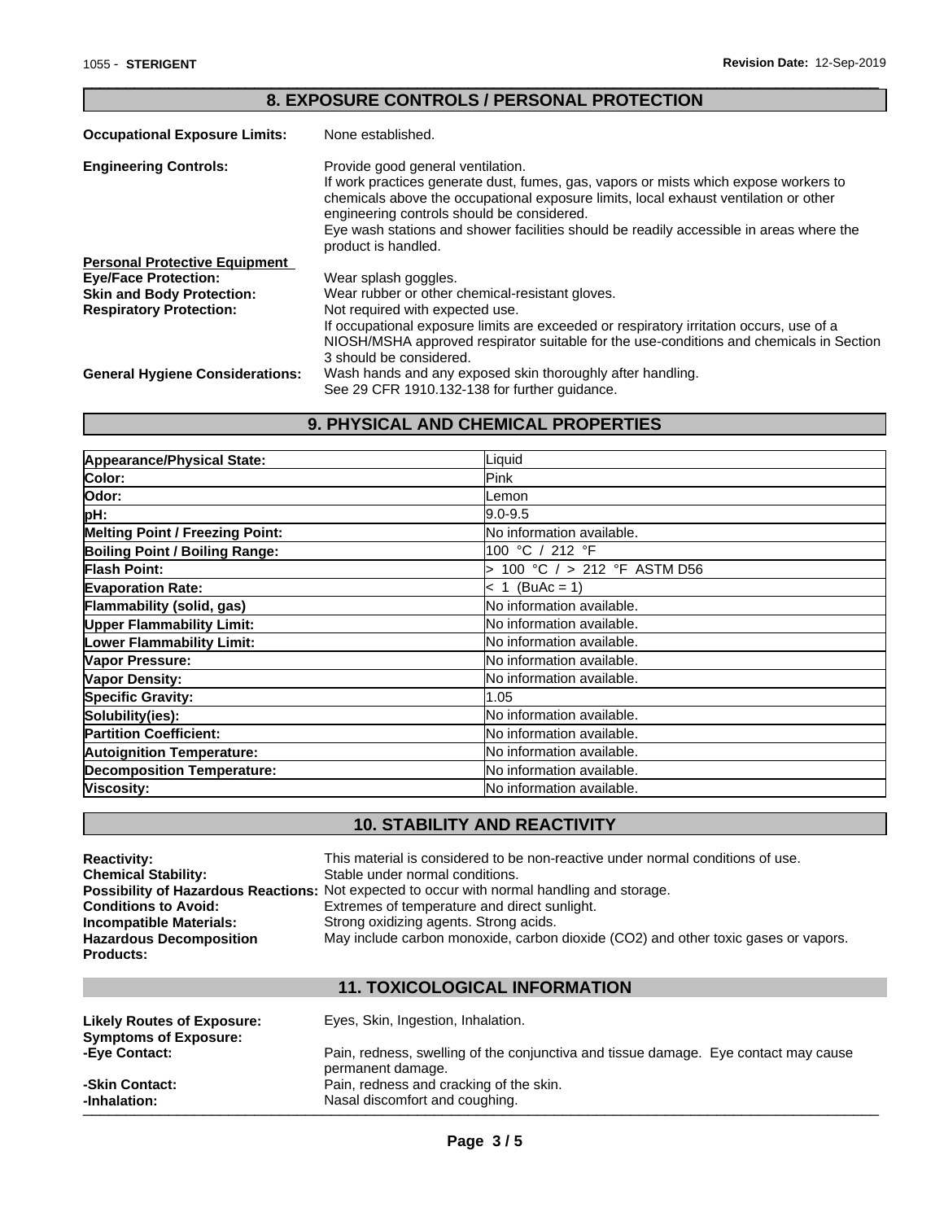## 8. EXPOSURE CONTROLS / PERSONAL PROTECTION

**Occupational Exposure Limits:** None established.

**Engineering Controls:** Provide good general ventilation.
If work practices generate dust, fumes, gas, vapors or mists which expose workers to chemicals above the occupational exposure limits, local exhaust ventilation or other engineering controls should be considered.
Eye wash stations and shower facilities should be readily accessible in areas where the product is handled.

**Personal Protective Equipment**

**Eye/Face Protection:** Wear splash goggles.

**Skin and Body Protection:** Wear rubber or other chemical-resistant gloves.

**Respiratory Protection:** Not required with expected use.
If occupational exposure limits are exceeded or respiratory irritation occurs, use of a NIOSH/MSHA approved respirator suitable for the use-conditions and chemicals in Section 3 should be considered.

**General Hygiene Considerations:** Wash hands and any exposed skin thoroughly after handling.
See 29 CFR 1910.132-138 for further guidance.

## 9. PHYSICAL AND CHEMICAL PROPERTIES

| Property | Value |
|---|---|
| **Appearance/Physical State:** | Liquid |
| **Color:** | Pink |
| **Odor:** | Lemon |
| **pH:** | 9.0-9.5 |
| **Melting Point / Freezing Point:** | No information available. |
| **Boiling Point / Boiling Range:** | 100 °C / 212 °F |
| **Flash Point:** | > 100 °C / > 212 °F ASTM D56 |
| **Evaporation Rate:** | < 1 (BuAc = 1) |
| **Flammability (solid, gas)** | No information available. |
| **Upper Flammability Limit:** | No information available. |
| **Lower Flammability Limit:** | No information available. |
| **Vapor Pressure:** | No information available. |
| **Vapor Density:** | No information available. |
| **Specific Gravity:** | 1.05 |
| **Solubility(ies):** | No information available. |
| **Partition Coefficient:** | No information available. |
| **Autoignition Temperature:** | No information available. |
| **Decomposition Temperature:** | No information available. |
| **Viscosity:** | No information available. |

## 10. STABILITY AND REACTIVITY

**Reactivity:** This material is considered to be non-reactive under normal conditions of use.

**Chemical Stability:** Stable under normal conditions.

**Possibility of Hazardous Reactions:** Not expected to occur with normal handling and storage.

**Conditions to Avoid:** Extremes of temperature and direct sunlight.

**Incompatible Materials:** Strong oxidizing agents. Strong acids.

**Hazardous Decomposition Products:** May include carbon monoxide, carbon dioxide ($CO_2$) and other toxic gases or vapors.

## 11. TOXICOLOGICAL INFORMATION

**Likely Routes of Exposure:** Eyes, Skin, Ingestion, Inhalation.

**Symptoms of Exposure:**

**-Eye Contact:** Pain, redness, swelling of the conjunctiva and tissue damage. Eye contact may cause permanent damage.

**-Skin Contact:** Pain, redness and cracking of the skin.

**-Inhalation:** Nasal discomfort and coughing.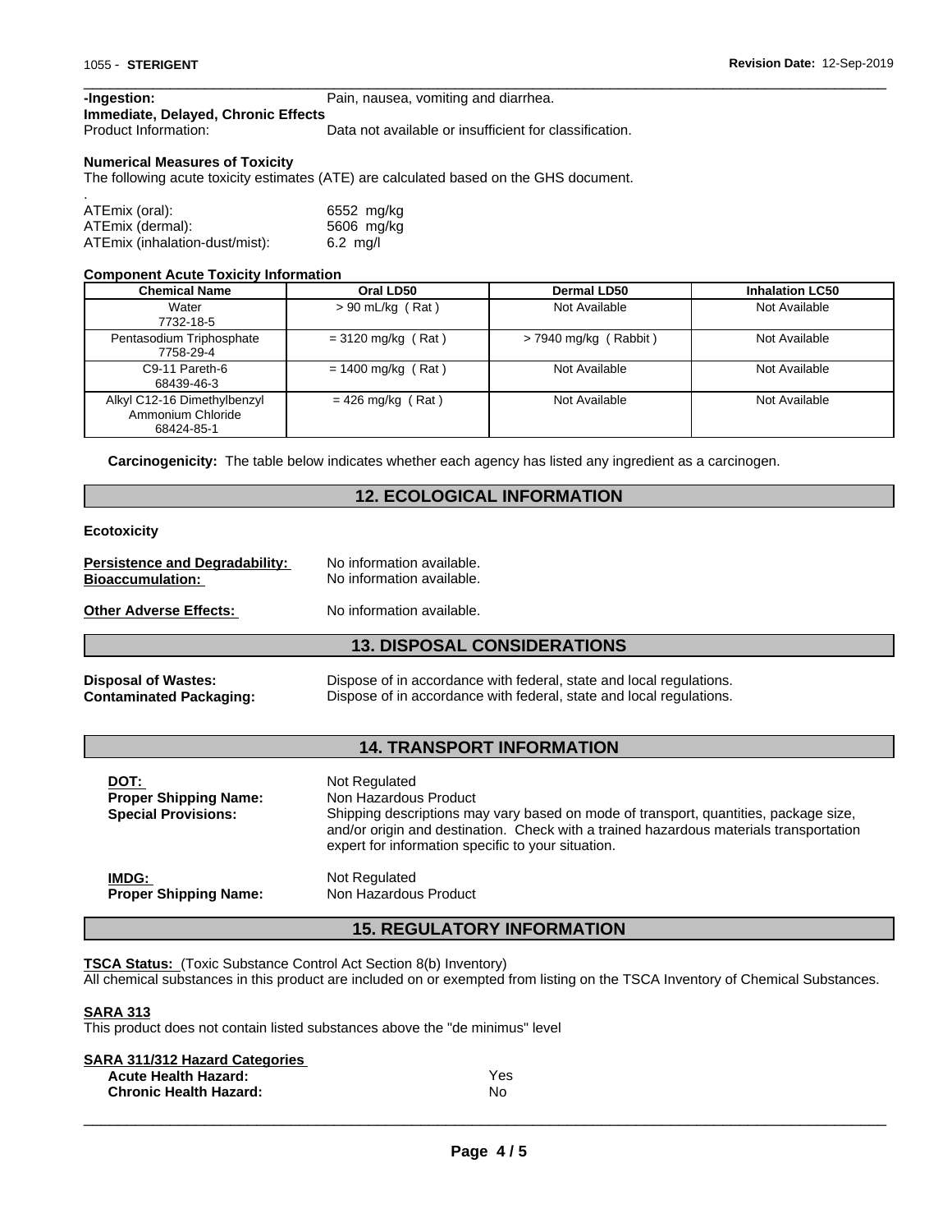**-Ingestion:** Pain, nausea, vomiting and diarrhea.

**Immediate, Delayed, Chronic Effects**

Product Information: Data not available or insufficient for classification.

**Numerical Measures of Toxicity**

The following acute toxicity estimates (ATE) are calculated based on the GHS document.

.

ATEmix (oral): 6552 mg/kg
ATEmix (dermal): 5606 mg/kg
ATEmix (inhalation-dust/mist): 6.2 mg/l

**Component Acute Toxicity Information**

| Chemical Name | Oral LD50 | Dermal LD50 | Inhalation LC50 |
|---|---|---|---|
| Water 7732-18-5 | > 90 mL/kg ( Rat ) | Not Available | Not Available |
| Pentasodium Triphosphate 7758-29-4 | = 3120 mg/kg ( Rat ) | > 7940 mg/kg ( Rabbit ) | Not Available |
| C9-11 Pareth-6 68439-46-3 | = 1400 mg/kg ( Rat ) | Not Available | Not Available |
| Alkyl C12-16 Dimethylbenzyl Ammonium Chloride 68424-85-1 | = 426 mg/kg ( Rat ) | Not Available | Not Available |

**Carcinogenicity:** The table below indicates whether each agency has listed any ingredient as a carcinogen.

## 12. ECOLOGICAL INFORMATION

**Ecotoxicity**

**Persistence and Degradability:** No information available.
**Bioaccumulation:** No information available.

**Other Adverse Effects:** No information available.

## 13. DISPOSAL CONSIDERATIONS

**Disposal of Wastes:** Dispose of in accordance with federal, state and local regulations.
**Contaminated Packaging:** Dispose of in accordance with federal, state and local regulations.

## 14. TRANSPORT INFORMATION

**DOT:** Not Regulated
**Proper Shipping Name:** Non Hazardous Product
**Special Provisions:** Shipping descriptions may vary based on mode of transport, quantities, package size, and/or origin and destination. Check with a trained hazardous materials transportation expert for information specific to your situation.

**IMDG:** Not Regulated
**Proper Shipping Name:** Non Hazardous Product

## 15. REGULATORY INFORMATION

**TSCA Status:** (Toxic Substance Control Act Section 8(b) Inventory)
All chemical substances in this product are included on or exempted from listing on the TSCA Inventory of Chemical Substances.

**SARA 313**

This product does not contain listed substances above the "de minimus" level

**SARA 311/312 Hazard Categories**

**Acute Health Hazard:** Yes
**Chronic Health Hazard:** No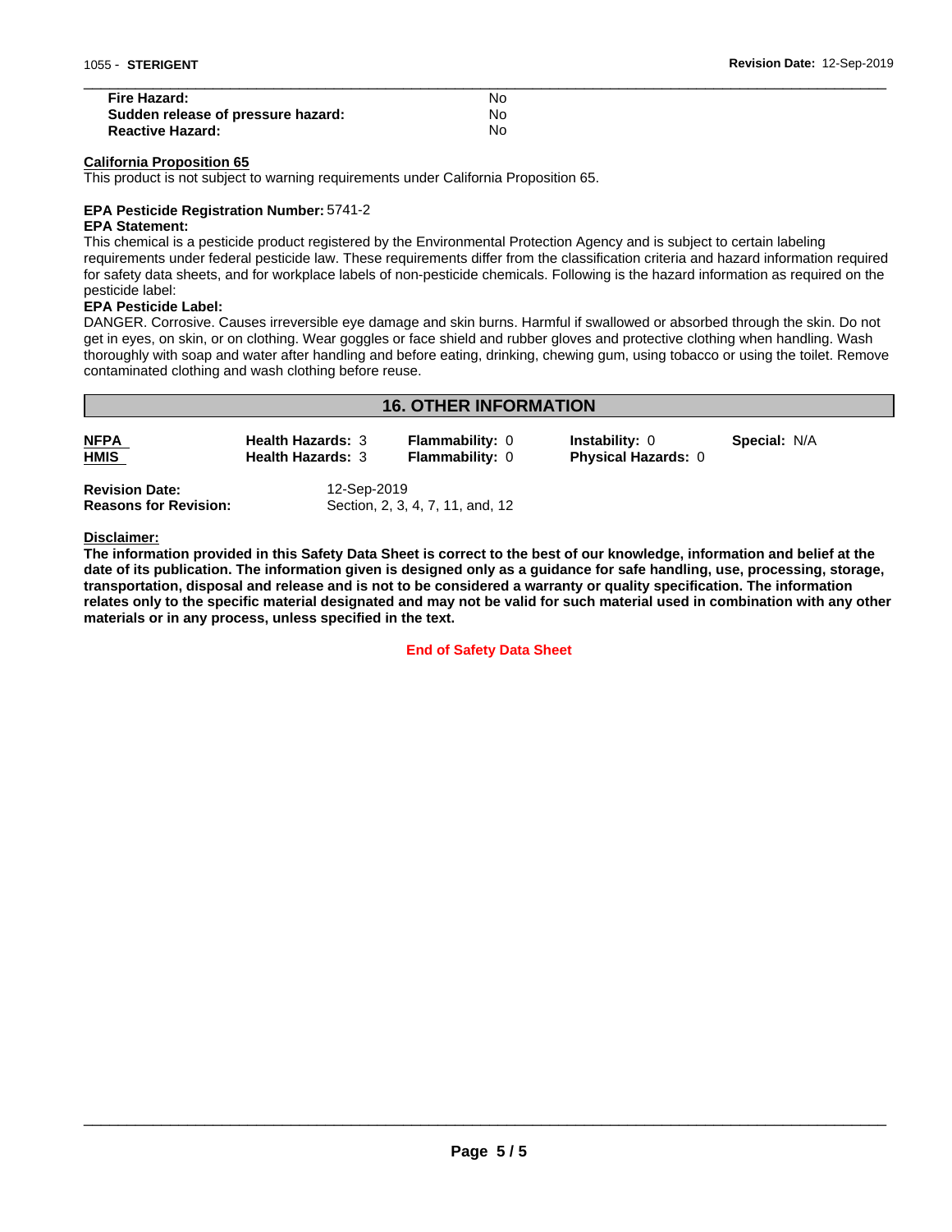| | |
|---|---|
| **Fire Hazard:** | No |
| **Sudden release of pressure hazard:** | No |
| **Reactive Hazard:** | No |

**California Proposition 65**

This product is not subject to warning requirements under California Proposition 65.

**EPA Pesticide Registration Number:** 5741-2

**EPA Statement:**

This chemical is a pesticide product registered by the Environmental Protection Agency and is subject to certain labeling requirements under federal pesticide law. These requirements differ from the classification criteria and hazard information required for safety data sheets, and for workplace labels of non-pesticide chemicals. Following is the hazard information as required on the pesticide label:

**EPA Pesticide Label:**

DANGER. Corrosive. Causes irreversible eye damage and skin burns. Harmful if swallowed or absorbed through the skin. Do not get in eyes, on skin, or on clothing. Wear goggles or face shield and rubber gloves and protective clothing when handling. Wash thoroughly with soap and water after handling and before eating, drinking, chewing gum, using tobacco or using the toilet. Remove contaminated clothing and wash clothing before reuse.

## 16. OTHER INFORMATION

| | | | | |
|---|---|---|---|---|
| **NFPA** | **Health Hazards:** 3 | **Flammability:** 0 | **Instability:** 0 | **Special:** N/A |
| **HMIS** | **Health Hazards:** 3 | **Flammability:** 0 | **Physical Hazards:** 0 | |

**Revision Date:** 12-Sep-2019

**Reasons for Revision:** Section, 2, 3, 4, 7, 11, and, 12

**Disclaimer:**

**The information provided in this Safety Data Sheet is correct to the best of our knowledge, information and belief at the date of its publication. The information given is designed only as a guidance for safe handling, use, processing, storage, transportation, disposal and release and is not to be considered a warranty or quality specification. The information relates only to the specific material designated and may not be valid for such material used in combination with any other materials or in any process, unless specified in the text.**

**End of Safety Data Sheet**